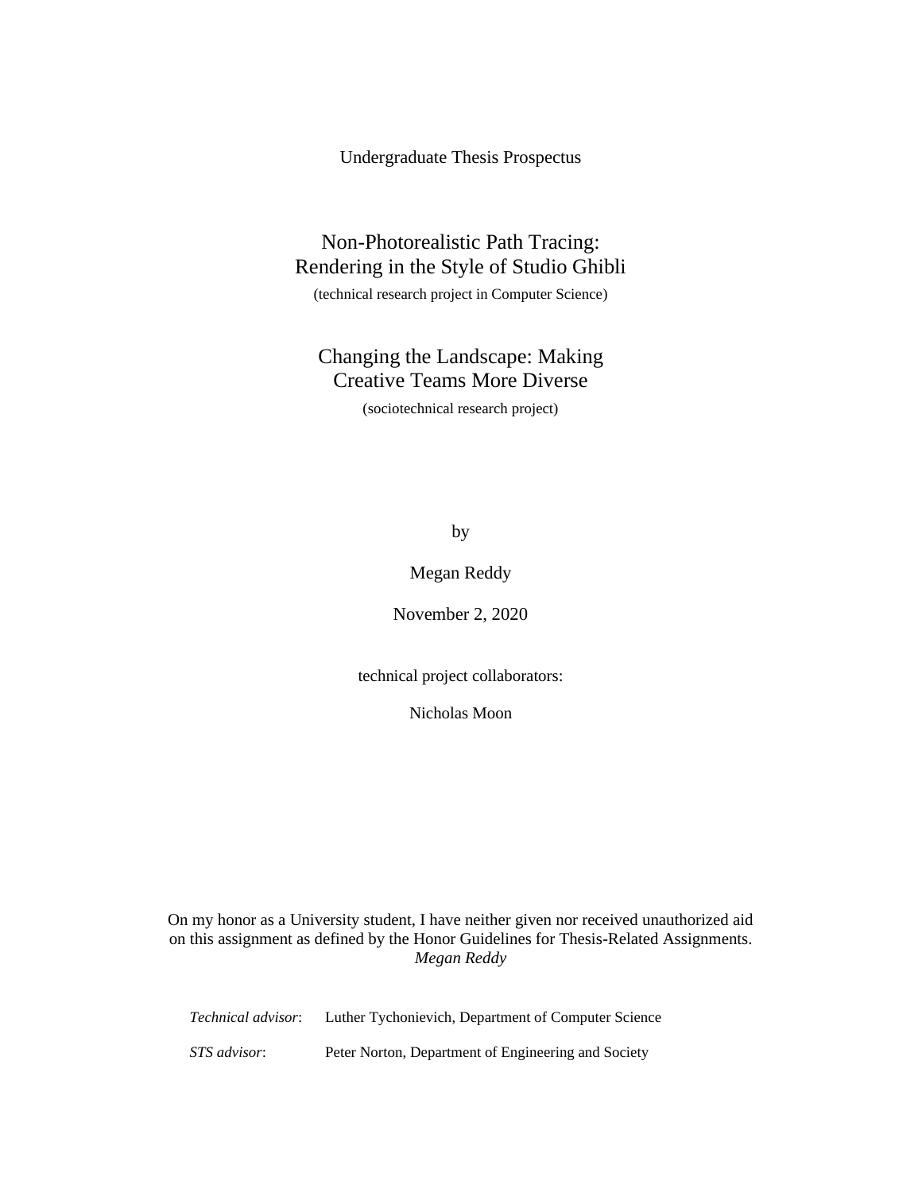Undergraduate Thesis Prospectus

# Non-Photorealistic Path Tracing: Rendering in the Style of Studio Ghibli

(technical research project in Computer Science)

# Changing the Landscape: Making Creative Teams More Diverse

(sociotechnical research project)

by

Megan Reddy

November 2, 2020

technical project collaborators:

Nicholas Moon

On my honor as a University student, I have neither given nor received unauthorized aid on this assignment as defined by the Honor Guidelines for Thesis-Related Assignments.
*Megan Reddy*

*Technical advisor*: Luther Tychonievich, Department of Computer Science

*STS advisor*: Peter Norton, Department of Engineering and Society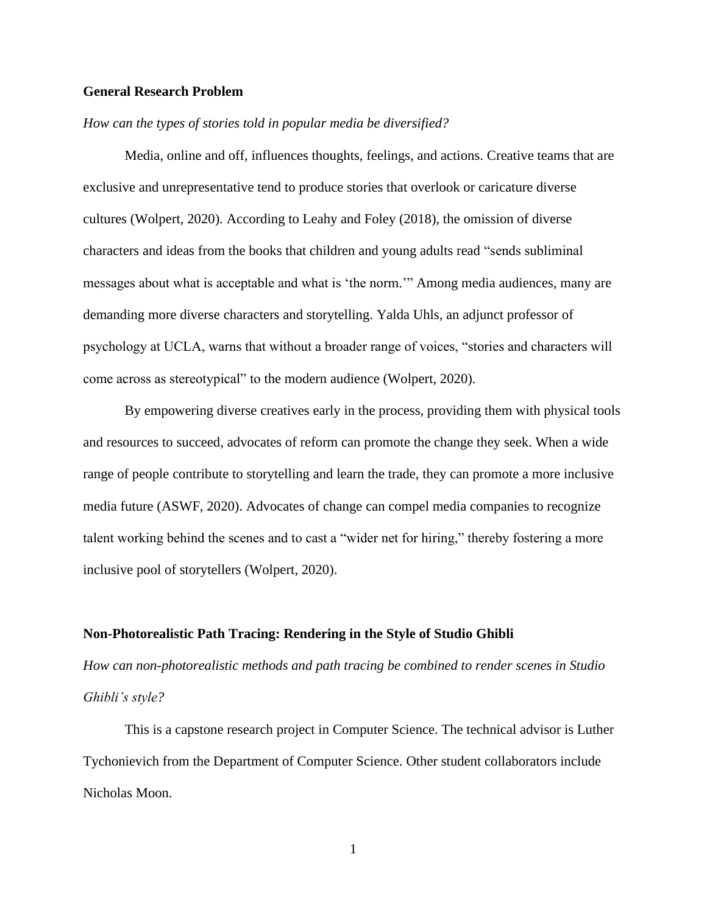**General Research Problem**

*How can the types of stories told in popular media be diversified?*

Media, online and off, influences thoughts, feelings, and actions. Creative teams that are exclusive and unrepresentative tend to produce stories that overlook or caricature diverse cultures (Wolpert, 2020). According to Leahy and Foley (2018), the omission of diverse characters and ideas from the books that children and young adults read "sends subliminal messages about what is acceptable and what is 'the norm.'" Among media audiences, many are demanding more diverse characters and storytelling. Yalda Uhls, an adjunct professor of psychology at UCLA, warns that without a broader range of voices, "stories and characters will come across as stereotypical" to the modern audience (Wolpert, 2020).

By empowering diverse creatives early in the process, providing them with physical tools and resources to succeed, advocates of reform can promote the change they seek. When a wide range of people contribute to storytelling and learn the trade, they can promote a more inclusive media future (ASWF, 2020). Advocates of change can compel media companies to recognize talent working behind the scenes and to cast a "wider net for hiring," thereby fostering a more inclusive pool of storytellers (Wolpert, 2020).

**Non-Photorealistic Path Tracing: Rendering in the Style of Studio Ghibli**

*How can non-photorealistic methods and path tracing be combined to render scenes in Studio Ghibli's style?*

This is a capstone research project in Computer Science. The technical advisor is Luther Tychonievich from the Department of Computer Science. Other student collaborators include Nicholas Moon.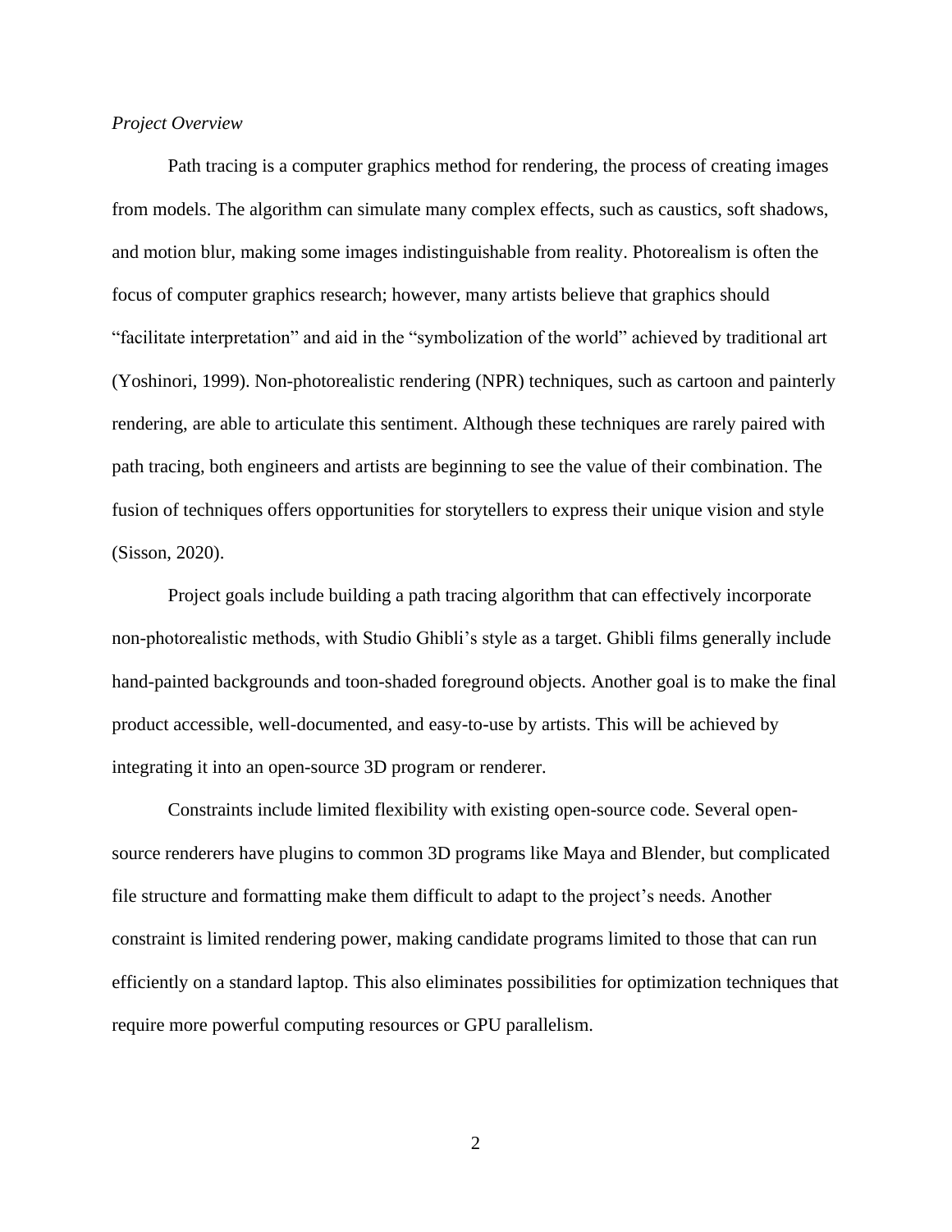*Project Overview*

Path tracing is a computer graphics method for rendering, the process of creating images from models. The algorithm can simulate many complex effects, such as caustics, soft shadows, and motion blur, making some images indistinguishable from reality. Photorealism is often the focus of computer graphics research; however, many artists believe that graphics should "facilitate interpretation" and aid in the "symbolization of the world" achieved by traditional art (Yoshinori, 1999). Non-photorealistic rendering (NPR) techniques, such as cartoon and painterly rendering, are able to articulate this sentiment. Although these techniques are rarely paired with path tracing, both engineers and artists are beginning to see the value of their combination. The fusion of techniques offers opportunities for storytellers to express their unique vision and style (Sisson, 2020).

Project goals include building a path tracing algorithm that can effectively incorporate non-photorealistic methods, with Studio Ghibli's style as a target. Ghibli films generally include hand-painted backgrounds and toon-shaded foreground objects. Another goal is to make the final product accessible, well-documented, and easy-to-use by artists. This will be achieved by integrating it into an open-source 3D program or renderer.

Constraints include limited flexibility with existing open-source code. Several open-source renderers have plugins to common 3D programs like Maya and Blender, but complicated file structure and formatting make them difficult to adapt to the project's needs. Another constraint is limited rendering power, making candidate programs limited to those that can run efficiently on a standard laptop. This also eliminates possibilities for optimization techniques that require more powerful computing resources or GPU parallelism.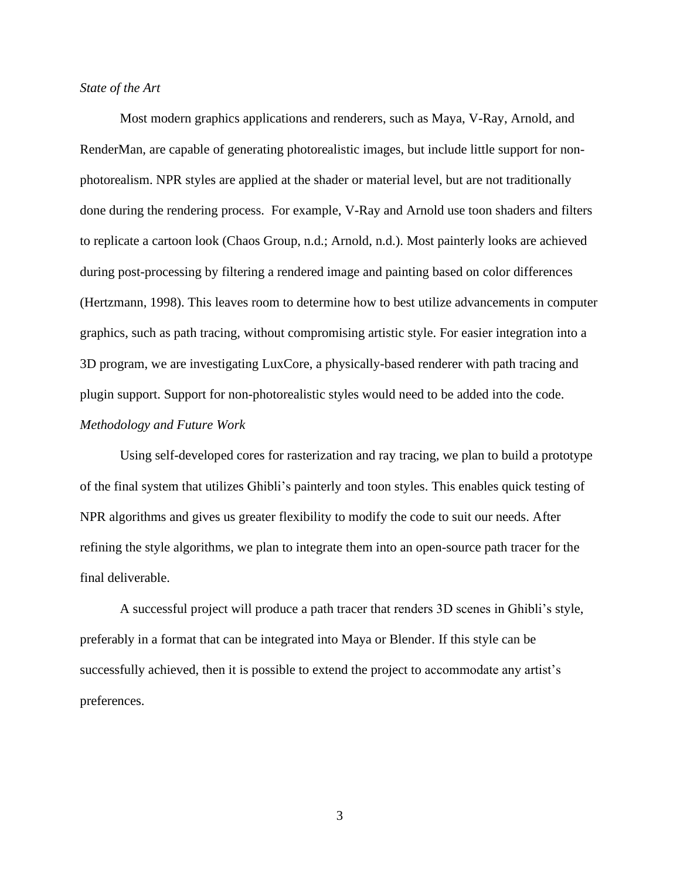*State of the Art*

Most modern graphics applications and renderers, such as Maya, V-Ray, Arnold, and RenderMan, are capable of generating photorealistic images, but include little support for non-photorealism. NPR styles are applied at the shader or material level, but are not traditionally done during the rendering process.  For example, V-Ray and Arnold use toon shaders and filters to replicate a cartoon look (Chaos Group, n.d.; Arnold, n.d.). Most painterly looks are achieved during post-processing by filtering a rendered image and painting based on color differences (Hertzmann, 1998). This leaves room to determine how to best utilize advancements in computer graphics, such as path tracing, without compromising artistic style. For easier integration into a 3D program, we are investigating LuxCore, a physically-based renderer with path tracing and plugin support. Support for non-photorealistic styles would need to be added into the code.

*Methodology and Future Work*

Using self-developed cores for rasterization and ray tracing, we plan to build a prototype of the final system that utilizes Ghibli's painterly and toon styles. This enables quick testing of NPR algorithms and gives us greater flexibility to modify the code to suit our needs. After refining the style algorithms, we plan to integrate them into an open-source path tracer for the final deliverable.

A successful project will produce a path tracer that renders 3D scenes in Ghibli's style, preferably in a format that can be integrated into Maya or Blender. If this style can be successfully achieved, then it is possible to extend the project to accommodate any artist's preferences.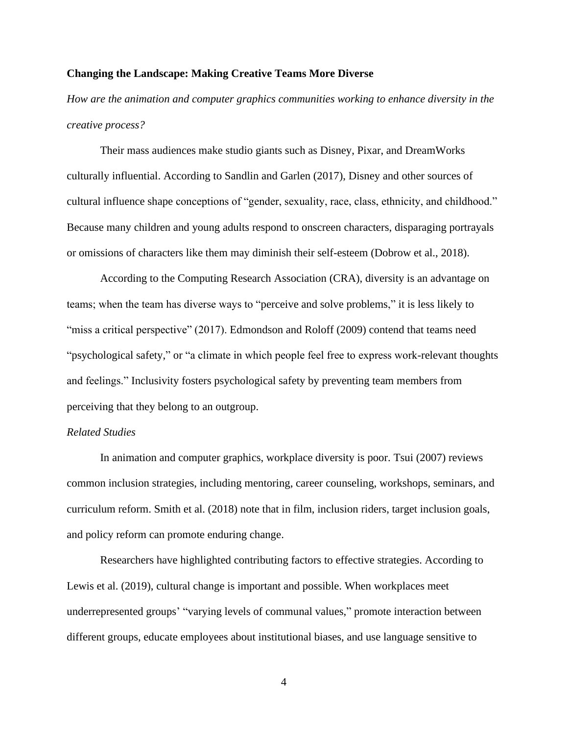**Changing the Landscape: Making Creative Teams More Diverse**

*How are the animation and computer graphics communities working to enhance diversity in the creative process?*

Their mass audiences make studio giants such as Disney, Pixar, and DreamWorks culturally influential. According to Sandlin and Garlen (2017), Disney and other sources of cultural influence shape conceptions of "gender, sexuality, race, class, ethnicity, and childhood." Because many children and young adults respond to onscreen characters, disparaging portrayals or omissions of characters like them may diminish their self-esteem (Dobrow et al., 2018).

According to the Computing Research Association (CRA), diversity is an advantage on teams; when the team has diverse ways to "perceive and solve problems," it is less likely to "miss a critical perspective" (2017). Edmondson and Roloff (2009) contend that teams need "psychological safety," or "a climate in which people feel free to express work-relevant thoughts and feelings." Inclusivity fosters psychological safety by preventing team members from perceiving that they belong to an outgroup.

*Related Studies*

In animation and computer graphics, workplace diversity is poor. Tsui (2007) reviews common inclusion strategies, including mentoring, career counseling, workshops, seminars, and curriculum reform. Smith et al. (2018) note that in film, inclusion riders, target inclusion goals, and policy reform can promote enduring change.

Researchers have highlighted contributing factors to effective strategies. According to Lewis et al. (2019), cultural change is important and possible. When workplaces meet underrepresented groups' "varying levels of communal values," promote interaction between different groups, educate employees about institutional biases, and use language sensitive to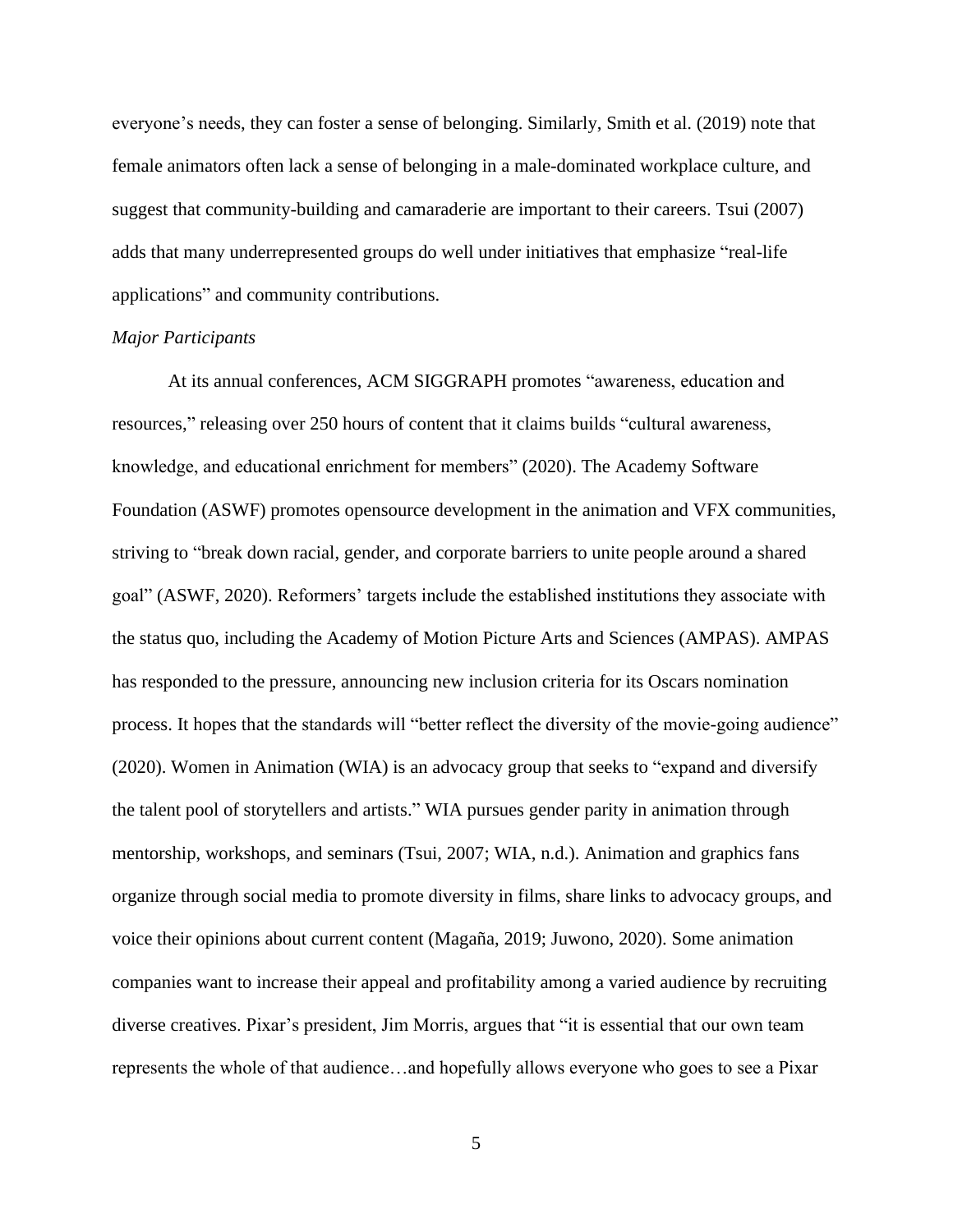everyone's needs, they can foster a sense of belonging. Similarly, Smith et al. (2019) note that female animators often lack a sense of belonging in a male-dominated workplace culture, and suggest that community-building and camaraderie are important to their careers. Tsui (2007) adds that many underrepresented groups do well under initiatives that emphasize "real-life applications" and community contributions.

*Major Participants*

At its annual conferences, ACM SIGGRAPH promotes "awareness, education and resources," releasing over 250 hours of content that it claims builds "cultural awareness, knowledge, and educational enrichment for members" (2020). The Academy Software Foundation (ASWF) promotes opensource development in the animation and VFX communities, striving to "break down racial, gender, and corporate barriers to unite people around a shared goal" (ASWF, 2020). Reformers' targets include the established institutions they associate with the status quo, including the Academy of Motion Picture Arts and Sciences (AMPAS). AMPAS has responded to the pressure, announcing new inclusion criteria for its Oscars nomination process. It hopes that the standards will "better reflect the diversity of the movie-going audience" (2020). Women in Animation (WIA) is an advocacy group that seeks to "expand and diversify the talent pool of storytellers and artists." WIA pursues gender parity in animation through mentorship, workshops, and seminars (Tsui, 2007; WIA, n.d.). Animation and graphics fans organize through social media to promote diversity in films, share links to advocacy groups, and voice their opinions about current content (Magaña, 2019; Juwono, 2020). Some animation companies want to increase their appeal and profitability among a varied audience by recruiting diverse creatives. Pixar's president, Jim Morris, argues that "it is essential that our own team represents the whole of that audience…and hopefully allows everyone who goes to see a Pixar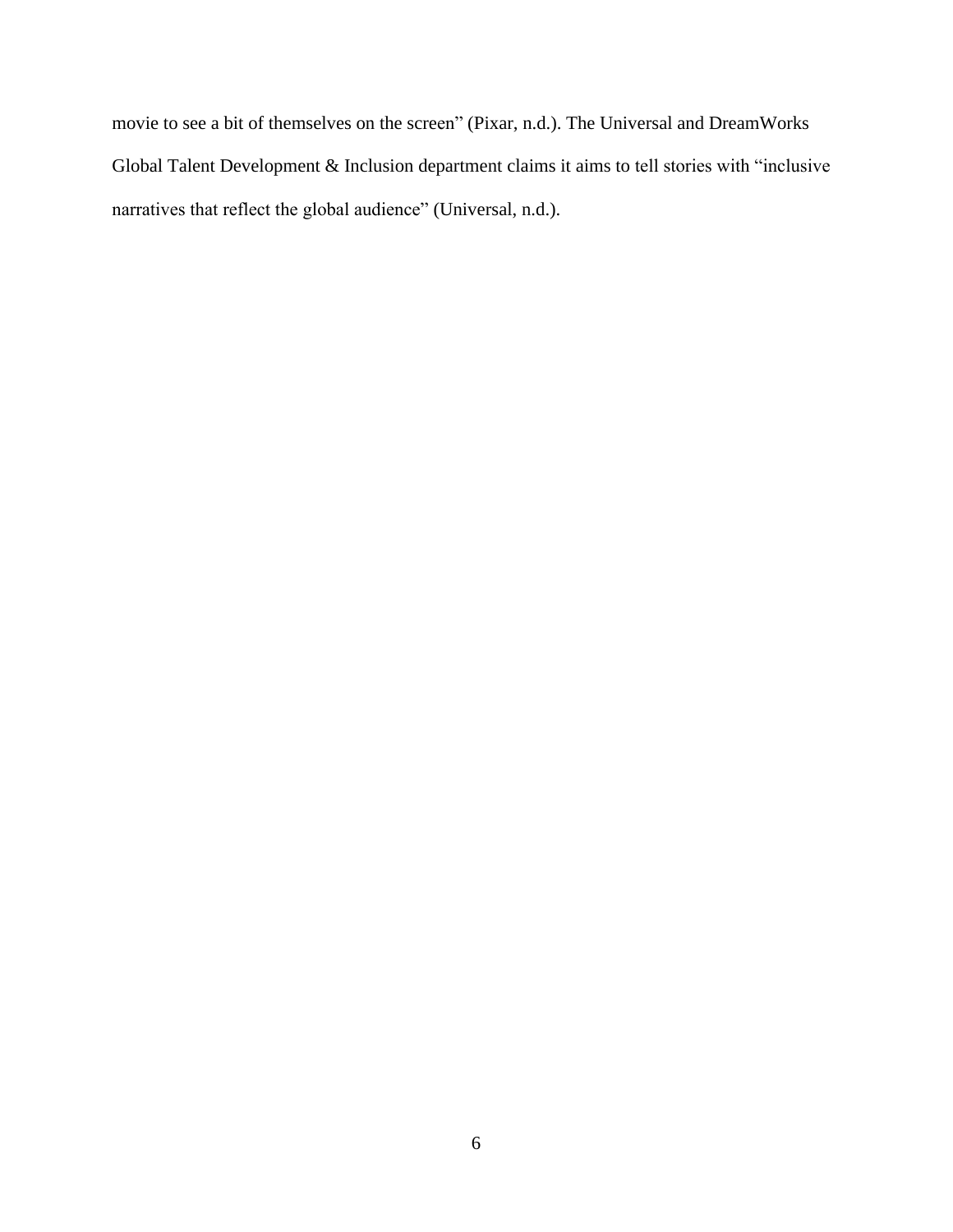movie to see a bit of themselves on the screen" (Pixar, n.d.). The Universal and DreamWorks Global Talent Development & Inclusion department claims it aims to tell stories with "inclusive narratives that reflect the global audience" (Universal, n.d.).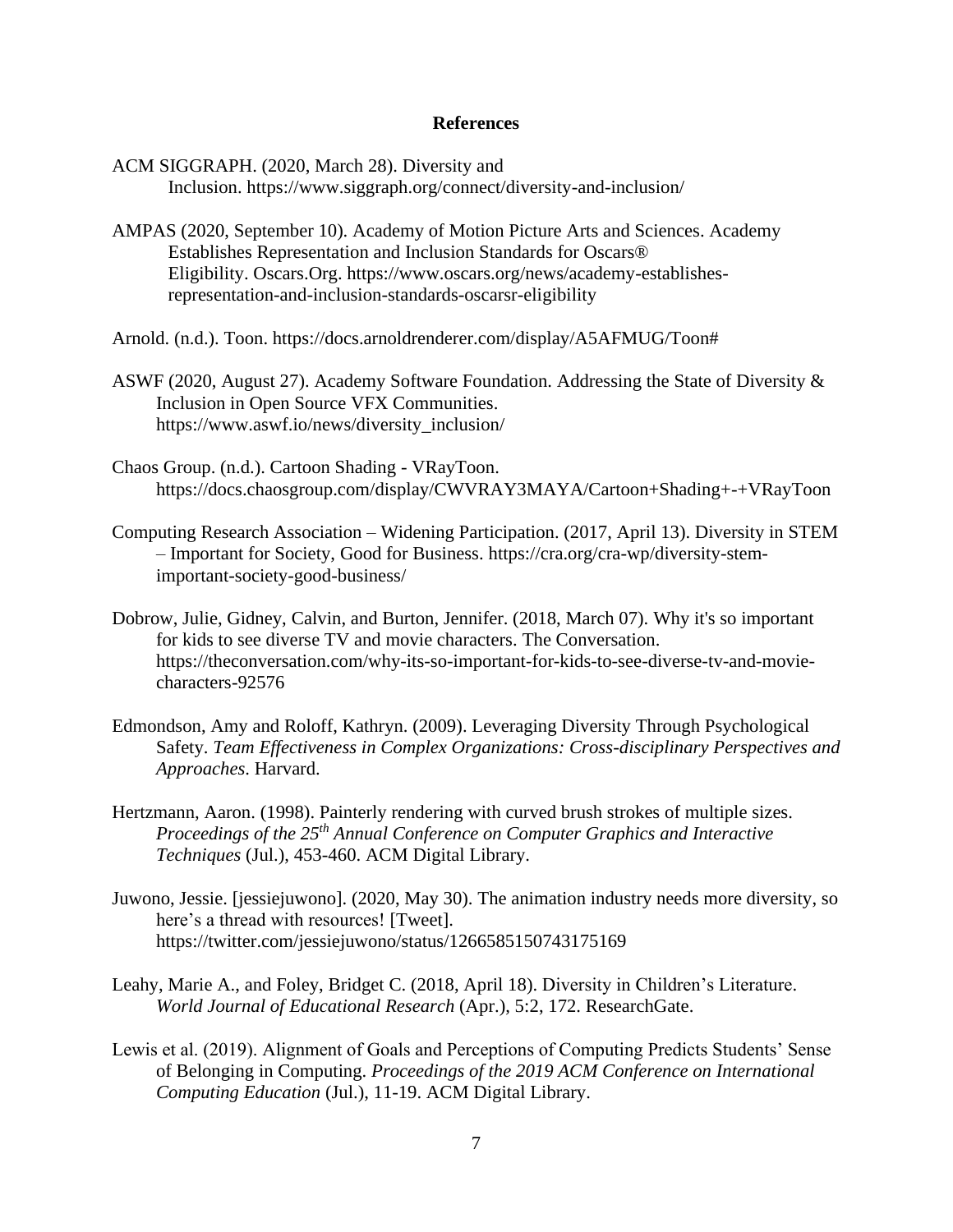## References

ACM SIGGRAPH. (2020, March 28). Diversity and Inclusion. https://www.siggraph.org/connect/diversity-and-inclusion/

AMPAS (2020, September 10). Academy of Motion Picture Arts and Sciences. Academy Establishes Representation and Inclusion Standards for Oscars® Eligibility. Oscars.Org. https://www.oscars.org/news/academy-establishes-representation-and-inclusion-standards-oscarsr-eligibility

Arnold. (n.d.). Toon. https://docs.arnoldrenderer.com/display/A5AFMUG/Toon#

ASWF (2020, August 27). Academy Software Foundation. Addressing the State of Diversity & Inclusion in Open Source VFX Communities. https://www.aswf.io/news/diversity_inclusion/

Chaos Group. (n.d.). Cartoon Shading - VRayToon. https://docs.chaosgroup.com/display/CWVRAY3MAYA/Cartoon+Shading+-+VRayToon

Computing Research Association – Widening Participation. (2017, April 13). Diversity in STEM – Important for Society, Good for Business. https://cra.org/cra-wp/diversity-stem-important-society-good-business/

Dobrow, Julie, Gidney, Calvin, and Burton, Jennifer. (2018, March 07). Why it's so important for kids to see diverse TV and movie characters. The Conversation. https://theconversation.com/why-its-so-important-for-kids-to-see-diverse-tv-and-movie-characters-92576

Edmondson, Amy and Roloff, Kathryn. (2009). Leveraging Diversity Through Psychological Safety. *Team Effectiveness in Complex Organizations: Cross-disciplinary Perspectives and Approaches*. Harvard.

Hertzmann, Aaron. (1998). Painterly rendering with curved brush strokes of multiple sizes. *Proceedings of the 25th Annual Conference on Computer Graphics and Interactive Techniques* (Jul.), 453-460. ACM Digital Library.

Juwono, Jessie. [jessiejuwono]. (2020, May 30). The animation industry needs more diversity, so here's a thread with resources! [Tweet]. https://twitter.com/jessiejuwono/status/1266585150743175169

Leahy, Marie A., and Foley, Bridget C. (2018, April 18). Diversity in Children's Literature. *World Journal of Educational Research* (Apr.), 5:2, 172. ResearchGate.

Lewis et al. (2019). Alignment of Goals and Perceptions of Computing Predicts Students' Sense of Belonging in Computing. *Proceedings of the 2019 ACM Conference on International Computing Education* (Jul.), 11-19. ACM Digital Library.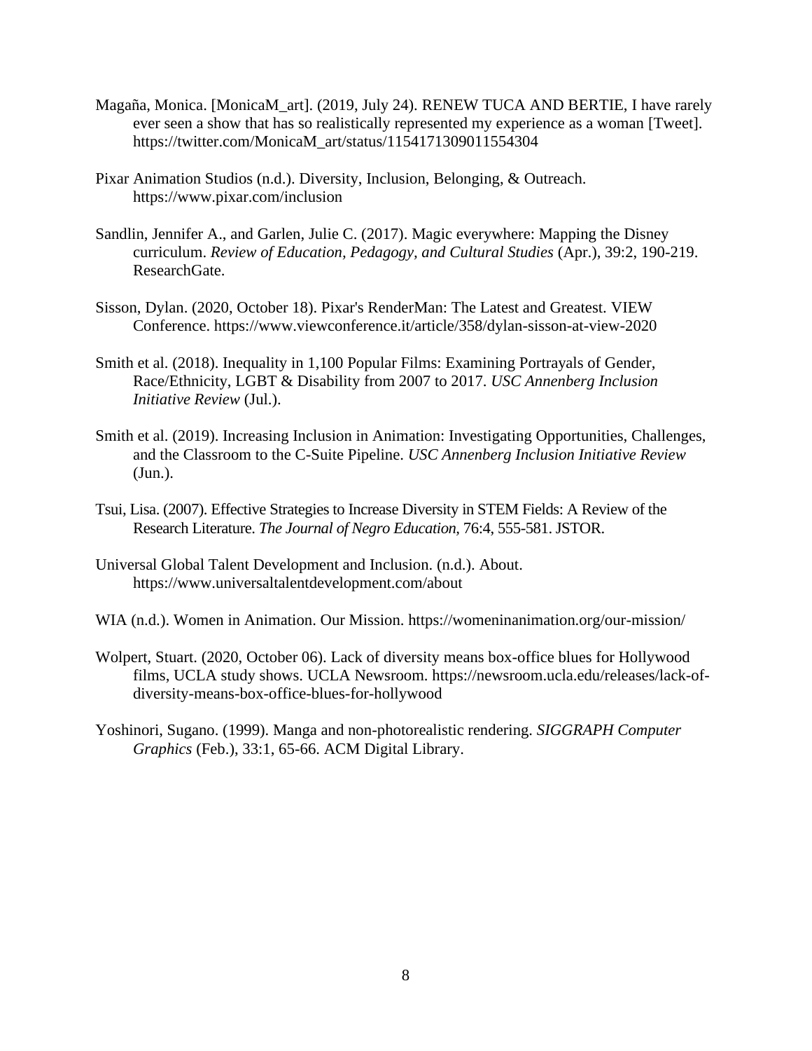Magaña, Monica. [MonicaM_art]. (2019, July 24). RENEW TUCA AND BERTIE, I have rarely ever seen a show that has so realistically represented my experience as a woman [Tweet]. https://twitter.com/MonicaM_art/status/1154171309011554304

Pixar Animation Studios (n.d.). Diversity, Inclusion, Belonging, & Outreach. https://www.pixar.com/inclusion

Sandlin, Jennifer A., and Garlen, Julie C. (2017). Magic everywhere: Mapping the Disney curriculum. *Review of Education, Pedagogy, and Cultural Studies* (Apr.), 39:2, 190-219. ResearchGate.

Sisson, Dylan. (2020, October 18). Pixar's RenderMan: The Latest and Greatest. VIEW Conference. https://www.viewconference.it/article/358/dylan-sisson-at-view-2020

Smith et al. (2018). Inequality in 1,100 Popular Films: Examining Portrayals of Gender, Race/Ethnicity, LGBT & Disability from 2007 to 2017. *USC Annenberg Inclusion Initiative Review* (Jul.).

Smith et al. (2019). Increasing Inclusion in Animation: Investigating Opportunities, Challenges, and the Classroom to the C-Suite Pipeline. *USC Annenberg Inclusion Initiative Review* (Jun.).

Tsui, Lisa. (2007). Effective Strategies to Increase Diversity in STEM Fields: A Review of the Research Literature. *The Journal of Negro Education,* 76:4, 555-581. JSTOR.

Universal Global Talent Development and Inclusion. (n.d.). About. https://www.universaltalentdevelopment.com/about

WIA (n.d.). Women in Animation. Our Mission. https://womeninanimation.org/our-mission/

Wolpert, Stuart. (2020, October 06). Lack of diversity means box-office blues for Hollywood films, UCLA study shows. UCLA Newsroom. https://newsroom.ucla.edu/releases/lack-of-diversity-means-box-office-blues-for-hollywood

Yoshinori, Sugano. (1999). Manga and non-photorealistic rendering. *SIGGRAPH Computer Graphics* (Feb.), 33:1, 65-66. ACM Digital Library.